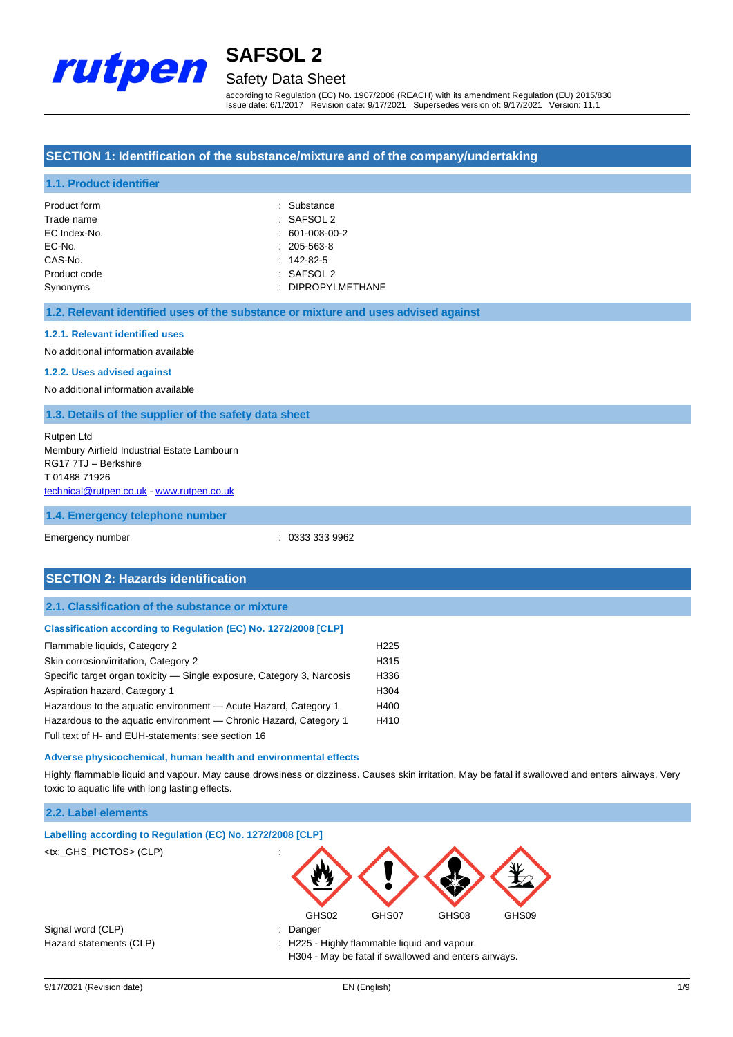# SAFSOL 2

## Safety Data Sheet

according to Regulation (EC) No. 1907/2006 (REACH) with its amendment Regulation (EU) 2015/830
Issue date: 6/1/2017 Revision date: 9/17/2021 Supersedes version of: 9/17/2021 Version: 11.1

## SECTION 1: Identification of the substance/mixture and of the company/undertaking

### 1.1. Product identifier

| | |
|---|---|
| Product form | : Substance |
| Trade name | : SAFSOL 2 |
| EC Index-No. | : 601-008-00-2 |
| EC-No. | : 205-563-8 |
| CAS-No. | : 142-82-5 |
| Product code | : SAFSOL 2 |
| Synonyms | : DIPROPYLMETHANE |

### 1.2. Relevant identified uses of the substance or mixture and uses advised against

#### 1.2.1. Relevant identified uses

No additional information available

#### 1.2.2. Uses advised against

No additional information available

### 1.3. Details of the supplier of the safety data sheet

Rutpen Ltd
Membury Airfield Industrial Estate Lambourn
RG17 7TJ – Berkshire
T 01488 71926
technical@rutpen.co.uk - www.rutpen.co.uk

### 1.4. Emergency telephone number

Emergency number : 0333 333 9962

## SECTION 2: Hazards identification

### 2.1. Classification of the substance or mixture

#### Classification according to Regulation (EC) No. 1272/2008 [CLP]

| | |
|---|---|
| Flammable liquids, Category 2 | H225 |
| Skin corrosion/irritation, Category 2 | H315 |
| Specific target organ toxicity — Single exposure, Category 3, Narcosis | H336 |
| Aspiration hazard, Category 1 | H304 |
| Hazardous to the aquatic environment — Acute Hazard, Category 1 | H400 |
| Hazardous to the aquatic environment — Chronic Hazard, Category 1 | H410 |

Full text of H- and EUH-statements: see section 16

#### Adverse physicochemical, human health and environmental effects

Highly flammable liquid and vapour. May cause drowsiness or dizziness. Causes skin irritation. May be fatal if swallowed and enters airways. Very toxic to aquatic life with long lasting effects.

### 2.2. Label elements

#### Labelling according to Regulation (EC) No. 1272/2008 [CLP]

<tx:_GHS_PICTOS> (CLP) :

GHS02 GHS07 GHS08 GHS09

Signal word (CLP) : Danger

Hazard statements (CLP) : H225 - Highly flammable liquid and vapour.
H304 - May be fatal if swallowed and enters airways.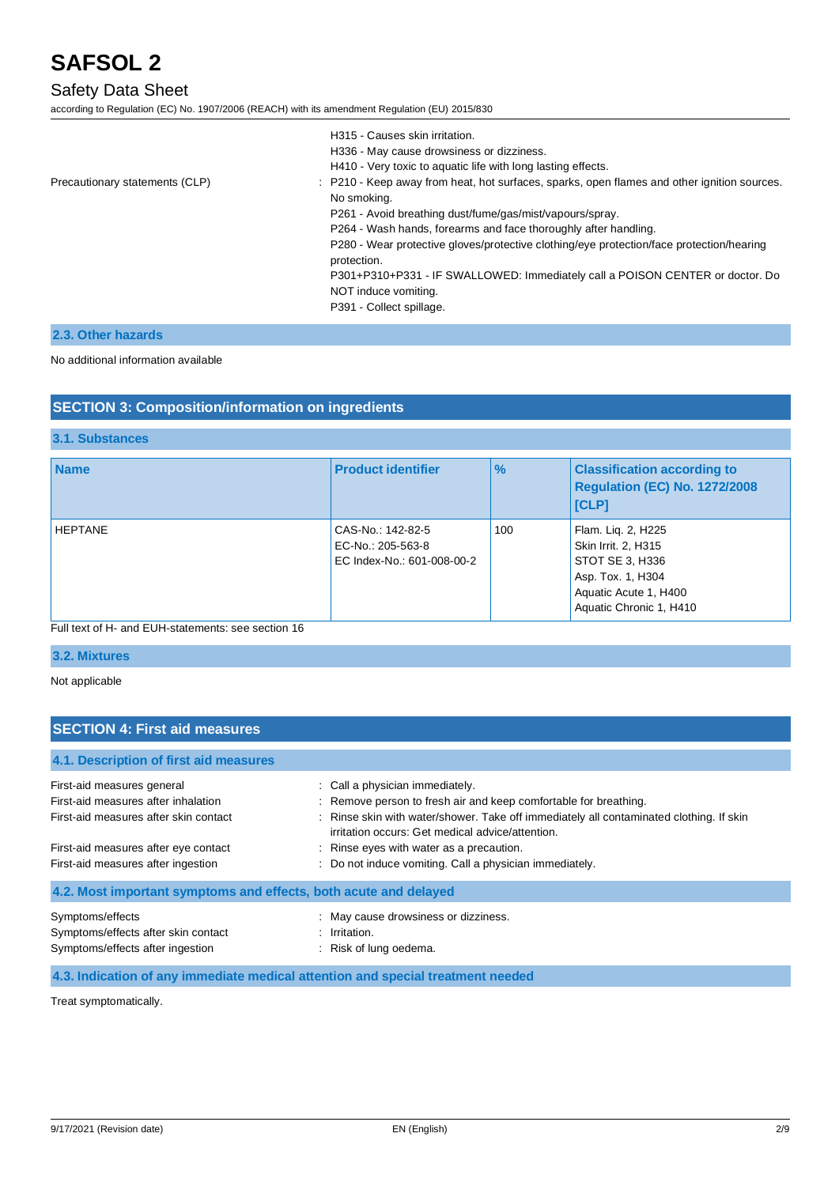| | |
|---|---|
| | H315 - Causes skin irritation.<br>H336 - May cause drowsiness or dizziness.<br>H410 - Very toxic to aquatic life with long lasting effects. |
| Precautionary statements (CLP) | : P210 - Keep away from heat, hot surfaces, sparks, open flames and other ignition sources. No smoking.<br>P261 - Avoid breathing dust/fume/gas/mist/vapours/spray.<br>P264 - Wash hands, forearms and face thoroughly after handling.<br>P280 - Wear protective gloves/protective clothing/eye protection/face protection/hearing protection.<br>P301+P310+P331 - IF SWALLOWED: Immediately call a POISON CENTER or doctor. Do NOT induce vomiting.<br>P391 - Collect spillage. |

### 2.3. Other hazards

No additional information available

## SECTION 3: Composition/information on ingredients

### 3.1. Substances

| Name | Product identifier | % | Classification according to Regulation (EC) No. 1272/2008 [CLP] |
|---|---|---|---|
| HEPTANE | CAS-No.: 142-82-5<br>EC-No.: 205-563-8<br>EC Index-No.: 601-008-00-2 | 100 | Flam. Liq. 2, H225<br>Skin Irrit. 2, H315<br>STOT SE 3, H336<br>Asp. Tox. 1, H304<br>Aquatic Acute 1, H400<br>Aquatic Chronic 1, H410 |

Full text of H- and EUH-statements: see section 16

### 3.2. Mixtures

Not applicable

## SECTION 4: First aid measures

### 4.1. Description of first aid measures

| | |
|---|---|
| First-aid measures general | : Call a physician immediately. |
| First-aid measures after inhalation | : Remove person to fresh air and keep comfortable for breathing. |
| First-aid measures after skin contact | : Rinse skin with water/shower. Take off immediately all contaminated clothing. If skin irritation occurs: Get medical advice/attention. |
| First-aid measures after eye contact | : Rinse eyes with water as a precaution. |
| First-aid measures after ingestion | : Do not induce vomiting. Call a physician immediately. |

### 4.2. Most important symptoms and effects, both acute and delayed

| | |
|---|---|
| Symptoms/effects | : May cause drowsiness or dizziness. |
| Symptoms/effects after skin contact | : Irritation. |
| Symptoms/effects after ingestion | : Risk of lung oedema. |

### 4.3. Indication of any immediate medical attention and special treatment needed

Treat symptomatically.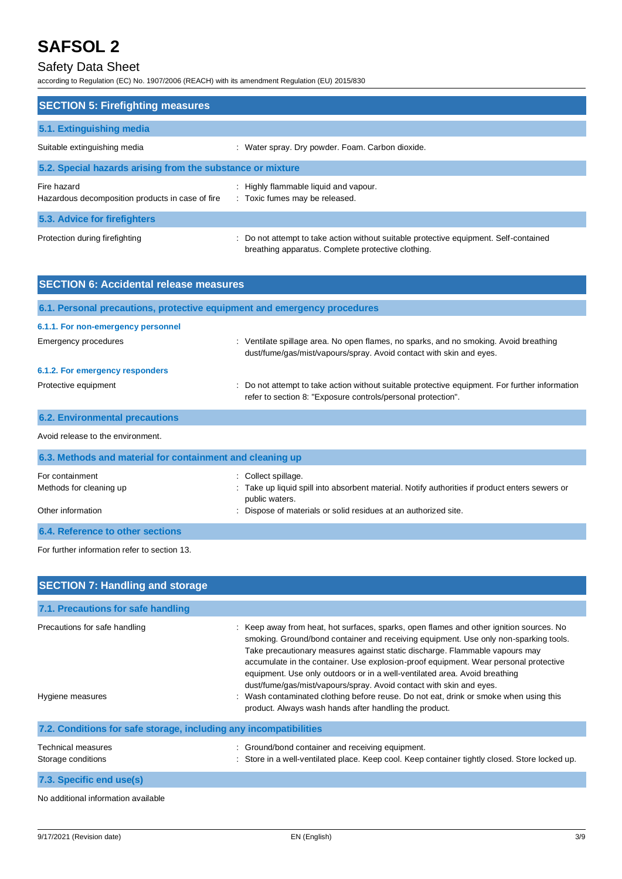## SECTION 5: Firefighting measures

### 5.1. Extinguishing media

Suitable extinguishing media : Water spray. Dry powder. Foam. Carbon dioxide.

### 5.2. Special hazards arising from the substance or mixture

Fire hazard : Highly flammable liquid and vapour.

Hazardous decomposition products in case of fire : Toxic fumes may be released.

### 5.3. Advice for firefighters

Protection during firefighting : Do not attempt to take action without suitable protective equipment. Self-contained breathing apparatus. Complete protective clothing.

## SECTION 6: Accidental release measures

### 6.1. Personal precautions, protective equipment and emergency procedures

#### 6.1.1. For non-emergency personnel

Emergency procedures : Ventilate spillage area. No open flames, no sparks, and no smoking. Avoid breathing dust/fume/gas/mist/vapours/spray. Avoid contact with skin and eyes.

#### 6.1.2. For emergency responders

Protective equipment : Do not attempt to take action without suitable protective equipment. For further information refer to section 8: "Exposure controls/personal protection".

### 6.2. Environmental precautions

Avoid release to the environment.

### 6.3. Methods and material for containment and cleaning up

For containment : Collect spillage.

Methods for cleaning up : Take up liquid spill into absorbent material. Notify authorities if product enters sewers or public waters.

Other information : Dispose of materials or solid residues at an authorized site.

### 6.4. Reference to other sections

For further information refer to section 13.

## SECTION 7: Handling and storage

### 7.1. Precautions for safe handling

Precautions for safe handling : Keep away from heat, hot surfaces, sparks, open flames and other ignition sources. No smoking. Ground/bond container and receiving equipment. Use only non-sparking tools. Take precautionary measures against static discharge. Flammable vapours may accumulate in the container. Use explosion-proof equipment. Wear personal protective equipment. Use only outdoors or in a well-ventilated area. Avoid breathing dust/fume/gas/mist/vapours/spray. Avoid contact with skin and eyes.

Hygiene measures : Wash contaminated clothing before reuse. Do not eat, drink or smoke when using this product. Always wash hands after handling the product.

### 7.2. Conditions for safe storage, including any incompatibilities

Technical measures : Ground/bond container and receiving equipment.

Storage conditions : Store in a well-ventilated place. Keep cool. Keep container tightly closed. Store locked up.

### 7.3. Specific end use(s)

No additional information available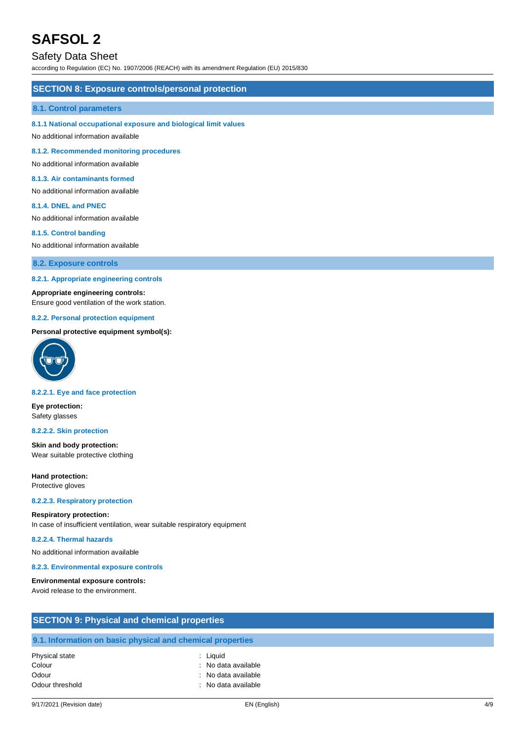## SECTION 8: Exposure controls/personal protection

### 8.1. Control parameters

#### 8.1.1 National occupational exposure and biological limit values

No additional information available

#### 8.1.2. Recommended monitoring procedures

No additional information available

#### 8.1.3. Air contaminants formed

No additional information available

#### 8.1.4. DNEL and PNEC

No additional information available

#### 8.1.5. Control banding

No additional information available

### 8.2. Exposure controls

#### 8.2.1. Appropriate engineering controls

**Appropriate engineering controls:**
Ensure good ventilation of the work station.

#### 8.2.2. Personal protection equipment

**Personal protective equipment symbol(s):**

#### 8.2.2.1. Eye and face protection

**Eye protection:**
Safety glasses

#### 8.2.2.2. Skin protection

**Skin and body protection:**
Wear suitable protective clothing

**Hand protection:**
Protective gloves

#### 8.2.2.3. Respiratory protection

**Respiratory protection:**
In case of insufficient ventilation, wear suitable respiratory equipment

#### 8.2.2.4. Thermal hazards

No additional information available

#### 8.2.3. Environmental exposure controls

**Environmental exposure controls:**
Avoid release to the environment.

## SECTION 9: Physical and chemical properties

### 9.1. Information on basic physical and chemical properties

| | |
|---|---|
| Physical state | : Liquid |
| Colour | : No data available |
| Odour | : No data available |
| Odour threshold | : No data available |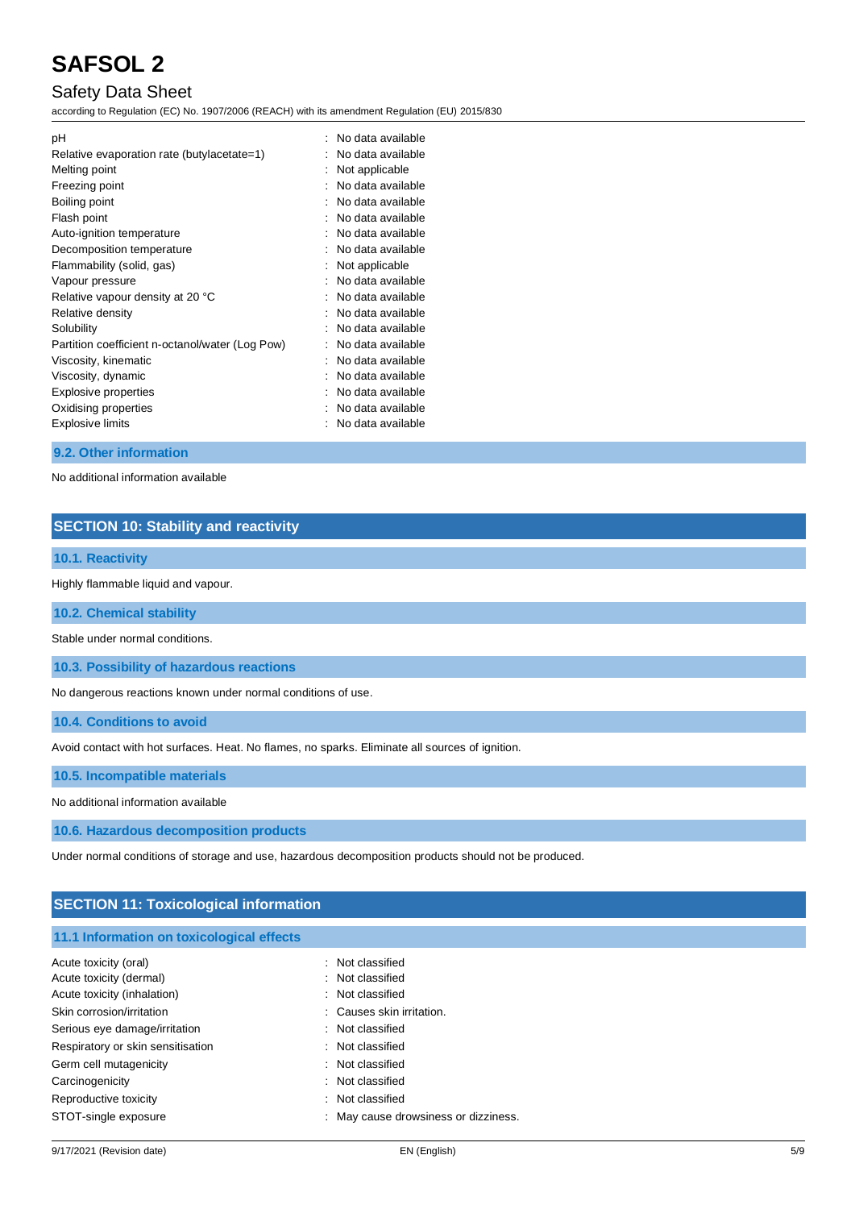| | |
|---|---|
| pH | : No data available |
| Relative evaporation rate (butylacetate=1) | : No data available |
| Melting point | : Not applicable |
| Freezing point | : No data available |
| Boiling point | : No data available |
| Flash point | : No data available |
| Auto-ignition temperature | : No data available |
| Decomposition temperature | : No data available |
| Flammability (solid, gas) | : Not applicable |
| Vapour pressure | : No data available |
| Relative vapour density at 20 °C | : No data available |
| Relative density | : No data available |
| Solubility | : No data available |
| Partition coefficient n-octanol/water (Log Pow) | : No data available |
| Viscosity, kinematic | : No data available |
| Viscosity, dynamic | : No data available |
| Explosive properties | : No data available |
| Oxidising properties | : No data available |
| Explosive limits | : No data available |

### 9.2. Other information

No additional information available

## SECTION 10: Stability and reactivity

### 10.1. Reactivity

Highly flammable liquid and vapour.

### 10.2. Chemical stability

Stable under normal conditions.

### 10.3. Possibility of hazardous reactions

No dangerous reactions known under normal conditions of use.

### 10.4. Conditions to avoid

Avoid contact with hot surfaces. Heat. No flames, no sparks. Eliminate all sources of ignition.

### 10.5. Incompatible materials

No additional information available

### 10.6. Hazardous decomposition products

Under normal conditions of storage and use, hazardous decomposition products should not be produced.

## SECTION 11: Toxicological information

### 11.1 Information on toxicological effects

| | |
|---|---|
| Acute toxicity (oral) | : Not classified |
| Acute toxicity (dermal) | : Not classified |
| Acute toxicity (inhalation) | : Not classified |
| Skin corrosion/irritation | : Causes skin irritation. |
| Serious eye damage/irritation | : Not classified |
| Respiratory or skin sensitisation | : Not classified |
| Germ cell mutagenicity | : Not classified |
| Carcinogenicity | : Not classified |
| Reproductive toxicity | : Not classified |
| STOT-single exposure | : May cause drowsiness or dizziness. |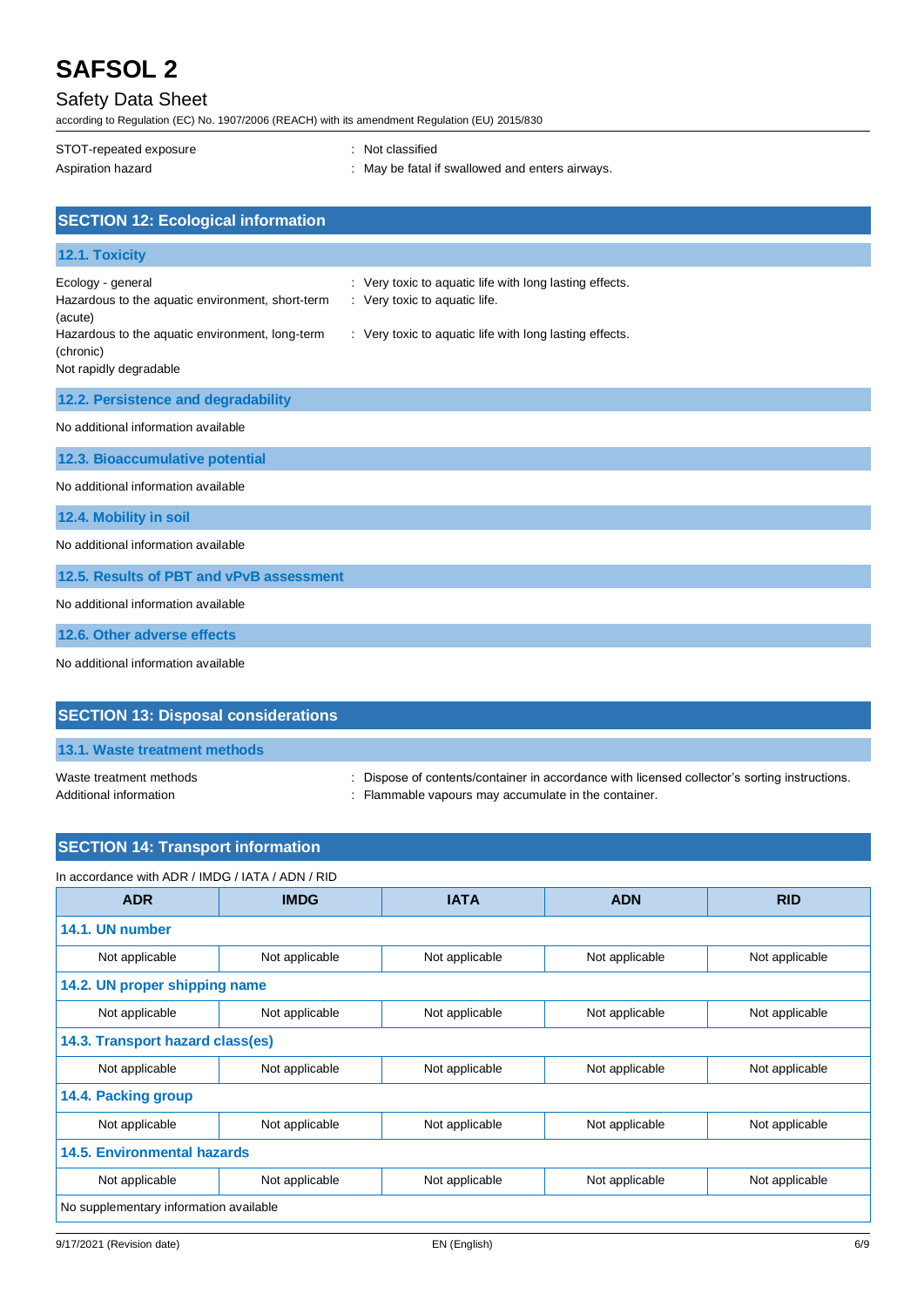| | |
|---|---|
| STOT-repeated exposure | : Not classified |
| Aspiration hazard | : May be fatal if swallowed and enters airways. |

## SECTION 12: Ecological information

### 12.1. Toxicity

| | |
|---|---|
| Ecology - general | : Very toxic to aquatic life with long lasting effects. |
| Hazardous to the aquatic environment, short-term (acute) | : Very toxic to aquatic life. |
| Hazardous to the aquatic environment, long-term (chronic) | : Very toxic to aquatic life with long lasting effects. |
| Not rapidly degradable | |

### 12.2. Persistence and degradability

No additional information available

### 12.3. Bioaccumulative potential

No additional information available

### 12.4. Mobility in soil

No additional information available

### 12.5. Results of PBT and vPvB assessment

No additional information available

### 12.6. Other adverse effects

No additional information available

## SECTION 13: Disposal considerations

### 13.1. Waste treatment methods

| | |
|---|---|
| Waste treatment methods | : Dispose of contents/container in accordance with licensed collector's sorting instructions. |
| Additional information | : Flammable vapours may accumulate in the container. |

## SECTION 14: Transport information

In accordance with ADR / IMDG / IATA / ADN / RID

| ADR | IMDG | IATA | ADN | RID |
|---|---|---|---|---|
| **14.1. UN number** | | | | |
| Not applicable | Not applicable | Not applicable | Not applicable | Not applicable |
| **14.2. UN proper shipping name** | | | | |
| Not applicable | Not applicable | Not applicable | Not applicable | Not applicable |
| **14.3. Transport hazard class(es)** | | | | |
| Not applicable | Not applicable | Not applicable | Not applicable | Not applicable |
| **14.4. Packing group** | | | | |
| Not applicable | Not applicable | Not applicable | Not applicable | Not applicable |
| **14.5. Environmental hazards** | | | | |
| Not applicable | Not applicable | Not applicable | Not applicable | Not applicable |
| No supplementary information available | | | | |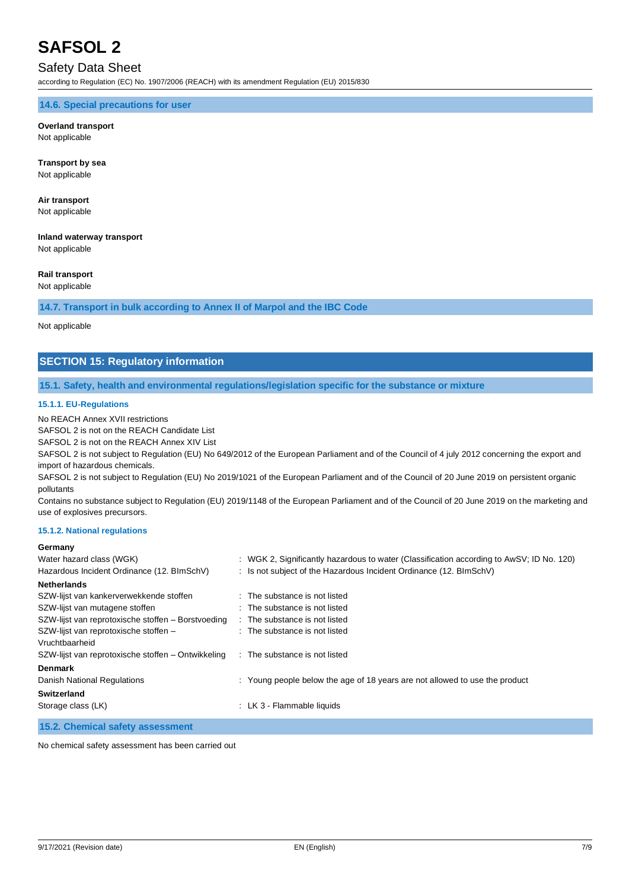### 14.6. Special precautions for user

**Overland transport**
Not applicable

**Transport by sea**
Not applicable

**Air transport**
Not applicable

**Inland waterway transport**
Not applicable

**Rail transport**
Not applicable

### 14.7. Transport in bulk according to Annex II of Marpol and the IBC Code

Not applicable

## SECTION 15: Regulatory information

### 15.1. Safety, health and environmental regulations/legislation specific for the substance or mixture

#### 15.1.1. EU-Regulations

No REACH Annex XVII restrictions
SAFSOL 2 is not on the REACH Candidate List
SAFSOL 2 is not on the REACH Annex XIV List
SAFSOL 2 is not subject to Regulation (EU) No 649/2012 of the European Parliament and of the Council of 4 july 2012 concerning the export and import of hazardous chemicals.
SAFSOL 2 is not subject to Regulation (EU) No 2019/1021 of the European Parliament and of the Council of 20 June 2019 on persistent organic pollutants
Contains no substance subject to Regulation (EU) 2019/1148 of the European Parliament and of the Council of 20 June 2019 on the marketing and use of explosives precursors.

#### 15.1.2. National regulations

**Germany**

| | |
|---|---|
| Water hazard class (WGK) | : WGK 2, Significantly hazardous to water (Classification according to AwSV; ID No. 120) |
| Hazardous Incident Ordinance (12. BImSchV) | : Is not subject of the Hazardous Incident Ordinance (12. BImSchV) |

**Netherlands**

| | |
|---|---|
| SZW-lijst van kankerverwekkende stoffen | : The substance is not listed |
| SZW-lijst van mutagene stoffen | : The substance is not listed |
| SZW-lijst van reprotoxische stoffen – Borstvoeding | : The substance is not listed |
| SZW-lijst van reprotoxische stoffen – Vruchtbaarheid | : The substance is not listed |
| SZW-lijst van reprotoxische stoffen – Ontwikkeling | : The substance is not listed |

**Denmark**

| | |
|---|---|
| Danish National Regulations | : Young people below the age of 18 years are not allowed to use the product |

**Switzerland**

| | |
|---|---|
| Storage class (LK) | : LK 3 - Flammable liquids |

### 15.2. Chemical safety assessment

No chemical safety assessment has been carried out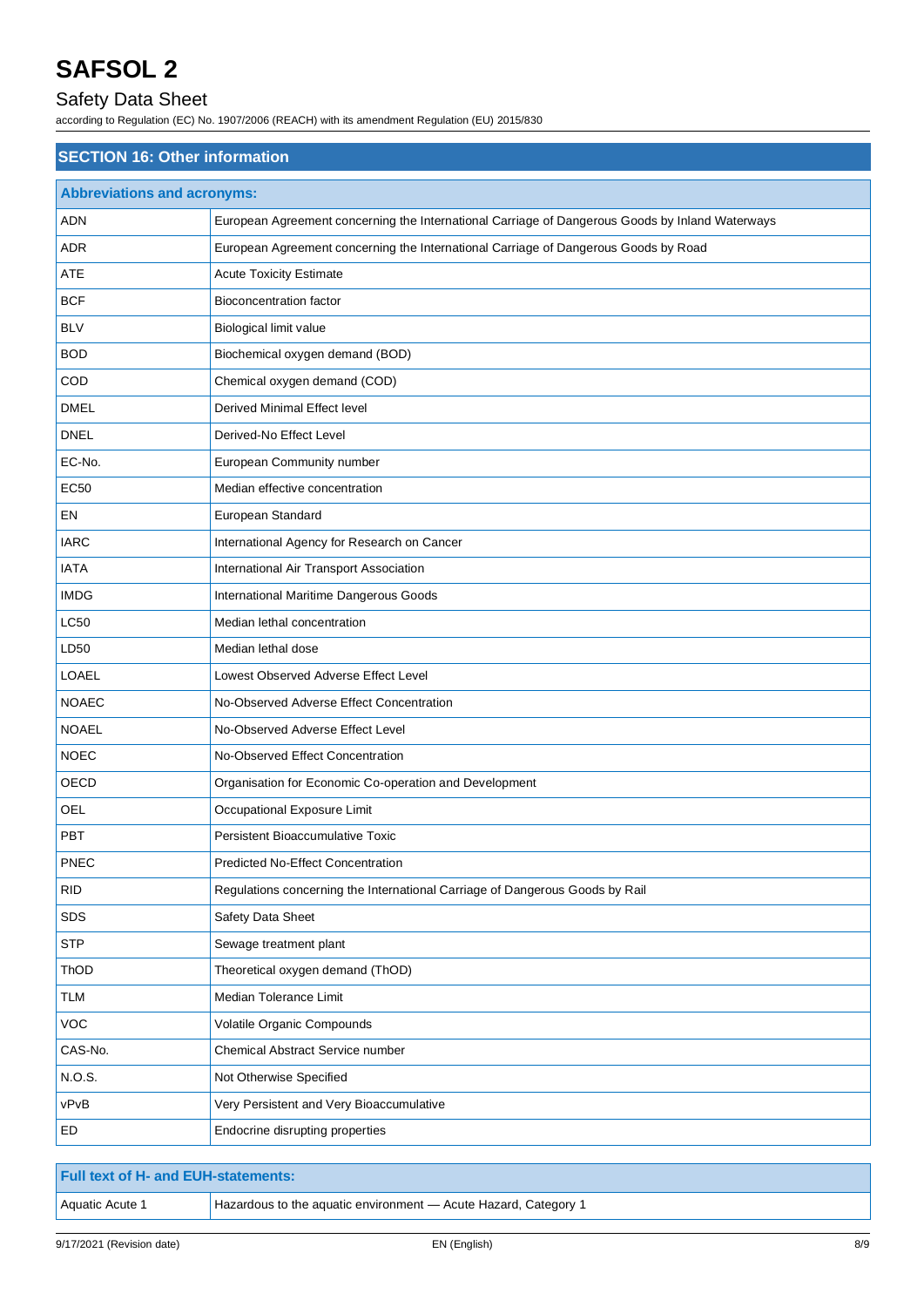# SAFSOL 2

## Safety Data Sheet

according to Regulation (EC) No. 1907/2006 (REACH) with its amendment Regulation (EU) 2015/830

## SECTION 16: Other information

| Abbreviations and acronyms: | |
|---|---|
| ADN | European Agreement concerning the International Carriage of Dangerous Goods by Inland Waterways |
| ADR | European Agreement concerning the International Carriage of Dangerous Goods by Road |
| ATE | Acute Toxicity Estimate |
| BCF | Bioconcentration factor |
| BLV | Biological limit value |
| BOD | Biochemical oxygen demand (BOD) |
| COD | Chemical oxygen demand (COD) |
| DMEL | Derived Minimal Effect level |
| DNEL | Derived-No Effect Level |
| EC-No. | European Community number |
| EC50 | Median effective concentration |
| EN | European Standard |
| IARC | International Agency for Research on Cancer |
| IATA | International Air Transport Association |
| IMDG | International Maritime Dangerous Goods |
| LC50 | Median lethal concentration |
| LD50 | Median lethal dose |
| LOAEL | Lowest Observed Adverse Effect Level |
| NOAEC | No-Observed Adverse Effect Concentration |
| NOAEL | No-Observed Adverse Effect Level |
| NOEC | No-Observed Effect Concentration |
| OECD | Organisation for Economic Co-operation and Development |
| OEL | Occupational Exposure Limit |
| PBT | Persistent Bioaccumulative Toxic |
| PNEC | Predicted No-Effect Concentration |
| RID | Regulations concerning the International Carriage of Dangerous Goods by Rail |
| SDS | Safety Data Sheet |
| STP | Sewage treatment plant |
| ThOD | Theoretical oxygen demand (ThOD) |
| TLM | Median Tolerance Limit |
| VOC | Volatile Organic Compounds |
| CAS-No. | Chemical Abstract Service number |
| N.O.S. | Not Otherwise Specified |
| vPvB | Very Persistent and Very Bioaccumulative |
| ED | Endocrine disrupting properties |

| Full text of H- and EUH-statements: | |
|---|---|
| Aquatic Acute 1 | Hazardous to the aquatic environment — Acute Hazard, Category 1 |

9/17/2021 (Revision date) EN (English)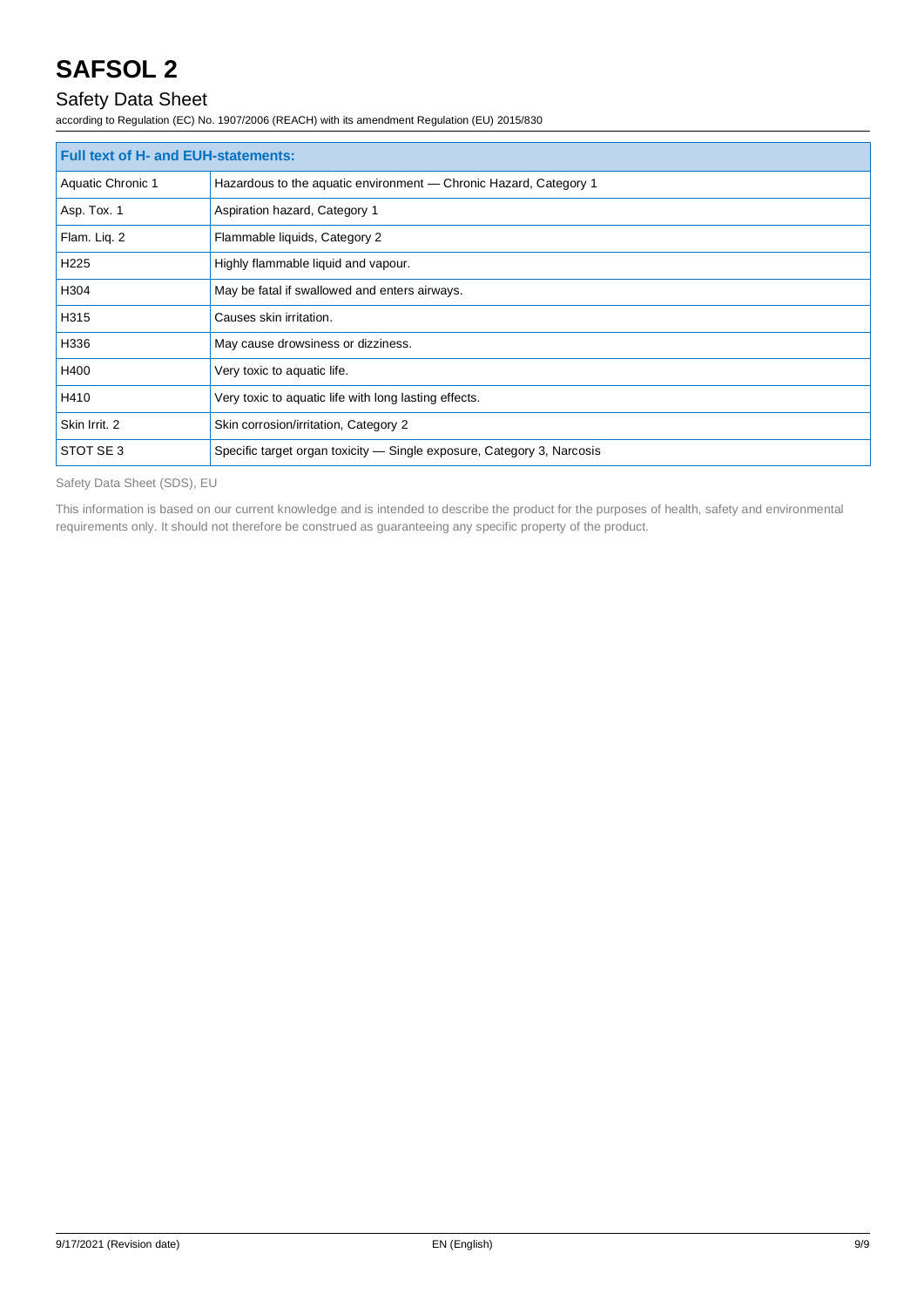| Full text of H- and EUH-statements: | |
|---|---|
| Aquatic Chronic 1 | Hazardous to the aquatic environment — Chronic Hazard, Category 1 |
| Asp. Tox. 1 | Aspiration hazard, Category 1 |
| Flam. Liq. 2 | Flammable liquids, Category 2 |
| H225 | Highly flammable liquid and vapour. |
| H304 | May be fatal if swallowed and enters airways. |
| H315 | Causes skin irritation. |
| H336 | May cause drowsiness or dizziness. |
| H400 | Very toxic to aquatic life. |
| H410 | Very toxic to aquatic life with long lasting effects. |
| Skin Irrit. 2 | Skin corrosion/irritation, Category 2 |
| STOT SE 3 | Specific target organ toxicity — Single exposure, Category 3, Narcosis |

Safety Data Sheet (SDS), EU

This information is based on our current knowledge and is intended to describe the product for the purposes of health, safety and environmental requirements only. It should not therefore be construed as guaranteeing any specific property of the product.